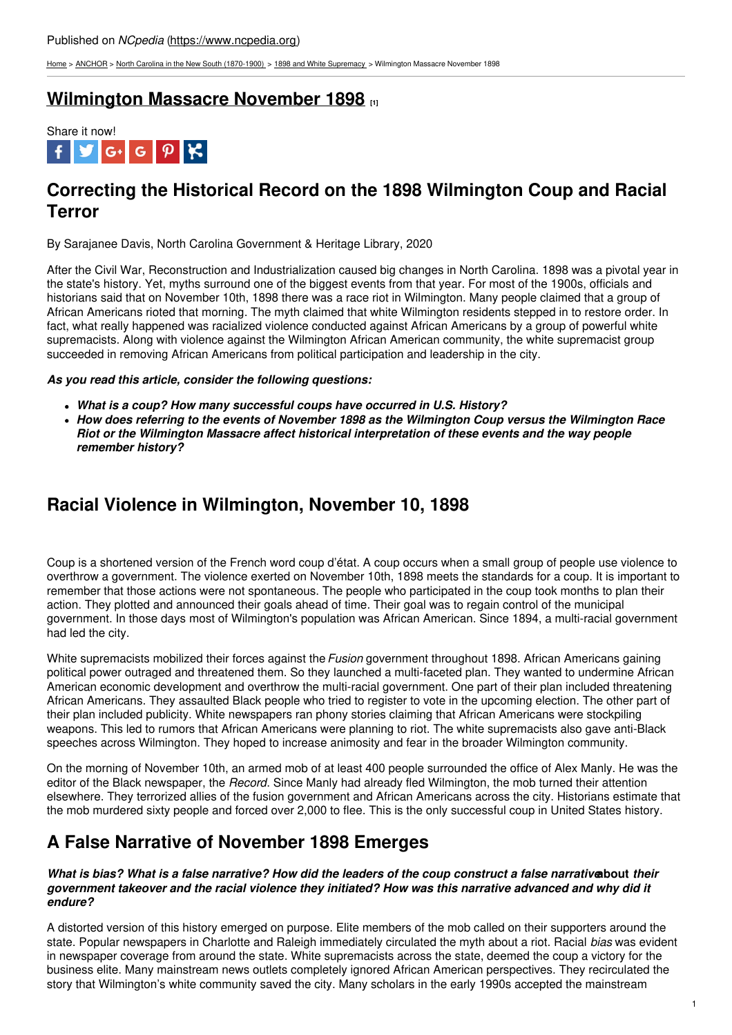Published on *NCpedia* (https://www.ncpedia.org)

Home > ANCHOR > North Carolina in the New South (1870-1900) > 1898 and White Supremacy > Wilmington Massacre November 1898

# Wilmington Massacre November 1898 [1]

Share it now!

## Correcting the Historical Record on the 1898 Wilmington Coup and Racial Terror

By Sarajanee Davis, North Carolina Government & Heritage Library, 2020

After the Civil War, Reconstruction and Industrialization caused big changes in North Carolina. 1898 was a pivotal year in the state's history. Yet, myths surround one of the biggest events from that year. For most of the 1900s, officials and historians said that on November 10th, 1898 there was a race riot in Wilmington. Many people claimed that a group of African Americans rioted that morning. The myth claimed that white Wilmington residents stepped in to restore order. In fact, what really happened was racialized violence conducted against African Americans by a group of powerful white supremacists. Along with violence against the Wilmington African American community, the white supremacist group succeeded in removing African Americans from political participation and leadership in the city.

***As you read this article, consider the following questions:***

- ***What is a coup? How many successful coups have occurred in U.S. History?***
- ***How does referring to the events of November 1898 as the Wilmington Coup versus the Wilmington Race Riot or the Wilmington Massacre affect historical interpretation of these events and the way people remember history?***

## Racial Violence in Wilmington, November 10, 1898

Coup is a shortened version of the French word coup d'état. A coup occurs when a small group of people use violence to overthrow a government. The violence exerted on November 10th, 1898 meets the standards for a coup. It is important to remember that those actions were not spontaneous. The people who participated in the coup took months to plan their action. They plotted and announced their goals ahead of time. Their goal was to regain control of the municipal government. In those days most of Wilmington's population was African American. Since 1894, a multi-racial government had led the city.

White supremacists mobilized their forces against the *Fusion* government throughout 1898. African Americans gaining political power outraged and threatened them. So they launched a multi-faceted plan. They wanted to undermine African American economic development and overthrow the multi-racial government. One part of their plan included threatening African Americans. They assaulted Black people who tried to register to vote in the upcoming election. The other part of their plan included publicity. White newspapers ran phony stories claiming that African Americans were stockpiling weapons. This led to rumors that African Americans were planning to riot. The white supremacists also gave anti-Black speeches across Wilmington. They hoped to increase animosity and fear in the broader Wilmington community.

On the morning of November 10th, an armed mob of at least 400 people surrounded the office of Alex Manly. He was the editor of the Black newspaper, the *Record*. Since Manly had already fled Wilmington, the mob turned their attention elsewhere. They terrorized allies of the fusion government and African Americans across the city. Historians estimate that the mob murdered sixty people and forced over 2,000 to flee. This is the only successful coup in United States history.

## A False Narrative of November 1898 Emerges

***What is bias? What is a false narrative? How did the leaders of the coup construct a false narrative* about *their government takeover and the racial violence they initiated? How was this narrative advanced and why did it endure?***

A distorted version of this history emerged on purpose. Elite members of the mob called on their supporters around the state. Popular newspapers in Charlotte and Raleigh immediately circulated the myth about a riot. Racial *bias* was evident in newspaper coverage from around the state. White supremacists across the state, deemed the coup a victory for the business elite. Many mainstream news outlets completely ignored African American perspectives. They recirculated the story that Wilmington's white community saved the city. Many scholars in the early 1990s accepted the mainstream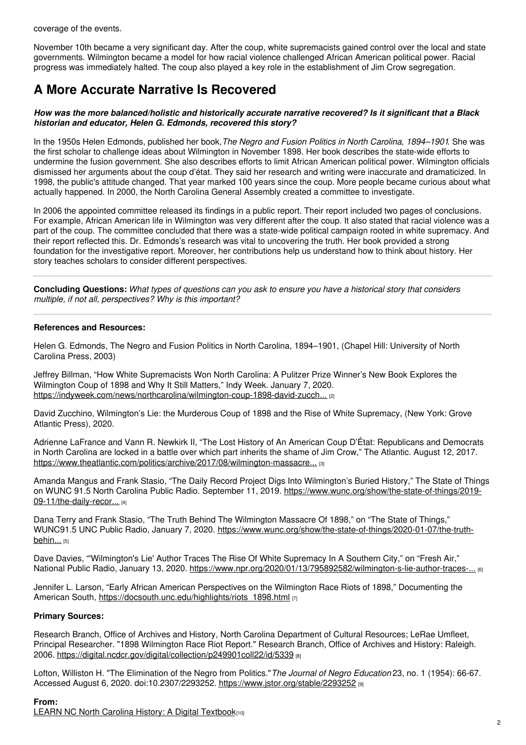coverage of the events.

November 10th became a very significant day. After the coup, white supremacists gained control over the local and state governments. Wilmington became a model for how racial violence challenged African American political power. Racial progress was immediately halted. The coup also played a key role in the establishment of Jim Crow segregation.

## A More Accurate Narrative Is Recovered

***How was the more balanced/holistic and historically accurate narrative recovered? Is it significant that a Black historian and educator, Helen G. Edmonds, recovered this story?***

In the 1950s Helen Edmonds, published her book, *The Negro and Fusion Politics in North Carolina, 1894–1901*. She was the first scholar to challenge ideas about Wilmington in November 1898. Her book describes the state-wide efforts to undermine the fusion government. She also describes efforts to limit African American political power. Wilmington officials dismissed her arguments about the coup d'état. They said her research and writing were inaccurate and dramaticized. In 1998, the public's attitude changed. That year marked 100 years since the coup. More people became curious about what actually happened. In 2000, the North Carolina General Assembly created a committee to investigate.

In 2006 the appointed committee released its findings in a public report. Their report included two pages of conclusions. For example, African American life in Wilmington was very different after the coup. It also stated that racial violence was a part of the coup. The committee concluded that there was a state-wide political campaign rooted in white supremacy. And their report reflected this. Dr. Edmonds's research was vital to uncovering the truth. Her book provided a strong foundation for the investigative report. Moreover, her contributions help us understand how to think about history. Her story teaches scholars to consider different perspectives.

---

**Concluding Questions:** *What types of questions can you ask to ensure you have a historical story that considers multiple, if not all, perspectives? Why is this important?*

---

**References and Resources:**

Helen G. Edmonds, The Negro and Fusion Politics in North Carolina, 1894–1901, (Chapel Hill: University of North Carolina Press, 2003)

Jeffrey Billman, "How White Supremacists Won North Carolina: A Pulitzer Prize Winner's New Book Explores the Wilmington Coup of 1898 and Why It Still Matters," Indy Week. January 7, 2020. https://indyweek.com/news/northcarolina/wilmington-coup-1898-david-zucch... [2]

David Zucchino, Wilmington's Lie: the Murderous Coup of 1898 and the Rise of White Supremacy, (New York: Grove Atlantic Press), 2020.

Adrienne LaFrance and Vann R. Newkirk II, "The Lost History of An American Coup D'État: Republicans and Democrats in North Carolina are locked in a battle over which part inherits the shame of Jim Crow," The Atlantic. August 12, 2017. https://www.theatlantic.com/politics/archive/2017/08/wilmington-massacre... [3]

Amanda Mangus and Frank Stasio, "The Daily Record Project Digs Into Wilmington's Buried History," The State of Things on WUNC 91.5 North Carolina Public Radio. September 11, 2019. https://www.wunc.org/show/the-state-of-things/2019-09-11/the-daily-recor... [4]

Dana Terry and Frank Stasio, "The Truth Behind The Wilmington Massacre Of 1898," on "The State of Things," WUNC91.5 UNC Public Radio, January 7, 2020. https://www.wunc.org/show/the-state-of-things/2020-01-07/the-truth-behin... [5]

Dave Davies, "'Wilmington's Lie' Author Traces The Rise Of White Supremacy In A Southern City," on "Fresh Air," National Public Radio, January 13, 2020. https://www.npr.org/2020/01/13/795892582/wilmington-s-lie-author-traces-... [6]

Jennifer L. Larson, "Early African American Perspectives on the Wilmington Race Riots of 1898," Documenting the American South, https://docsouth.unc.edu/highlights/riots_1898.html [7]

**Primary Sources:**

Research Branch, Office of Archives and History, North Carolina Department of Cultural Resources; LeRae Umfleet, Principal Researcher. "1898 Wilmington Race Riot Report." Research Branch, Office of Archives and History: Raleigh. 2006. https://digital.ncdcr.gov/digital/collection/p249901coll22/id/5339 [8]

Lofton, Williston H. "The Elimination of the Negro from Politics." *The Journal of Negro Education* 23, no. 1 (1954): 66-67. Accessed August 6, 2020. doi:10.2307/2293252. https://www.jstor.org/stable/2293252 [9]

**From:**
LEARN NC North Carolina History: A Digital Textbook [10]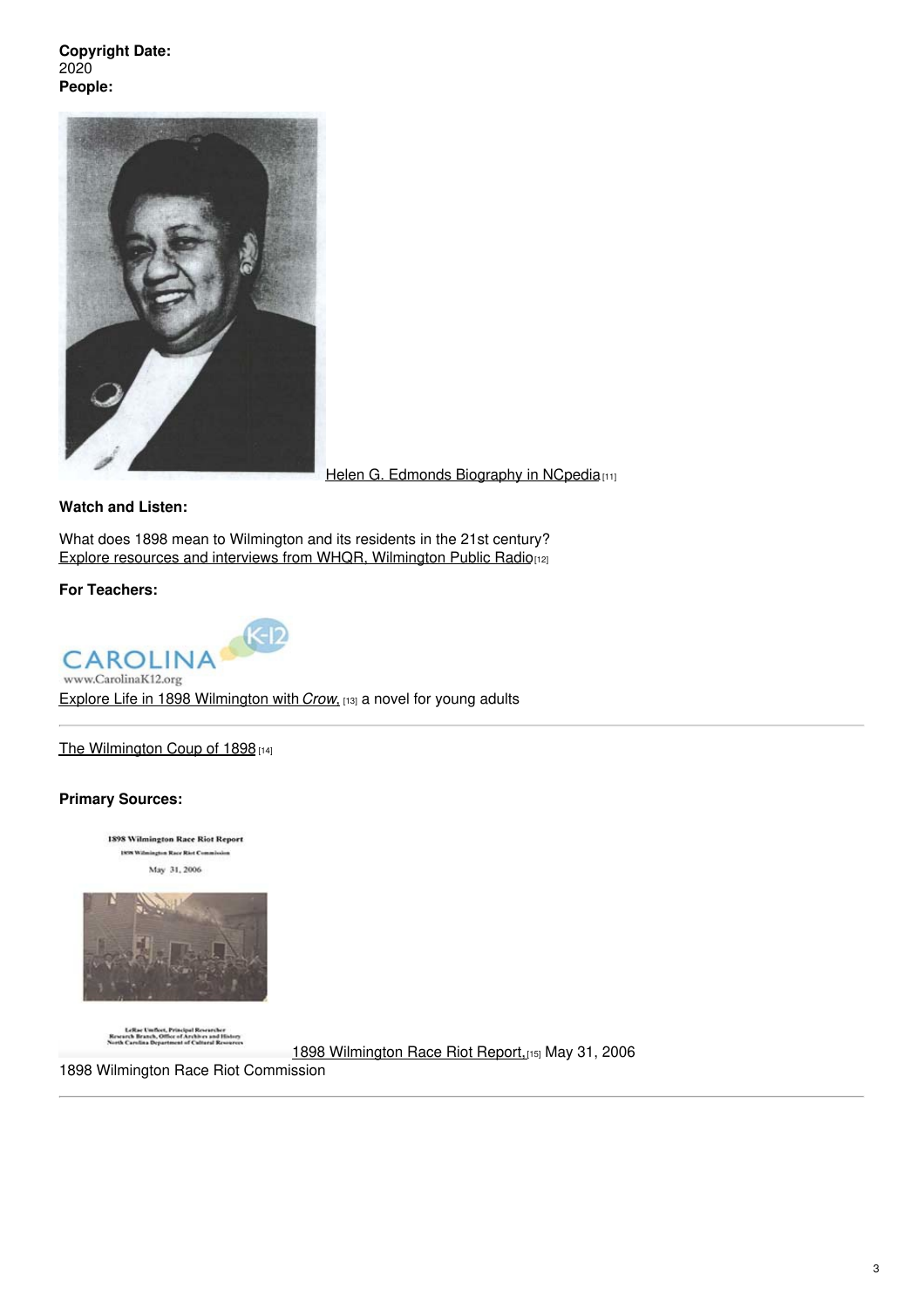**Copyright Date:**
2020
**People:**

Helen G. Edmonds Biography in NCpedia [11]

**Watch and Listen:**

What does 1898 mean to Wilmington and its residents in the 21st century?
Explore resources and interviews from WHQR, Wilmington Public Radio [12]

**For Teachers:**

Explore Life in 1898 Wilmington with *Crow*, [13] a novel for young adults

---

The Wilmington Coup of 1898 [14]

**Primary Sources:**

1898 Wilmington Race Riot Report, [15] May 31, 2006
1898 Wilmington Race Riot Commission

---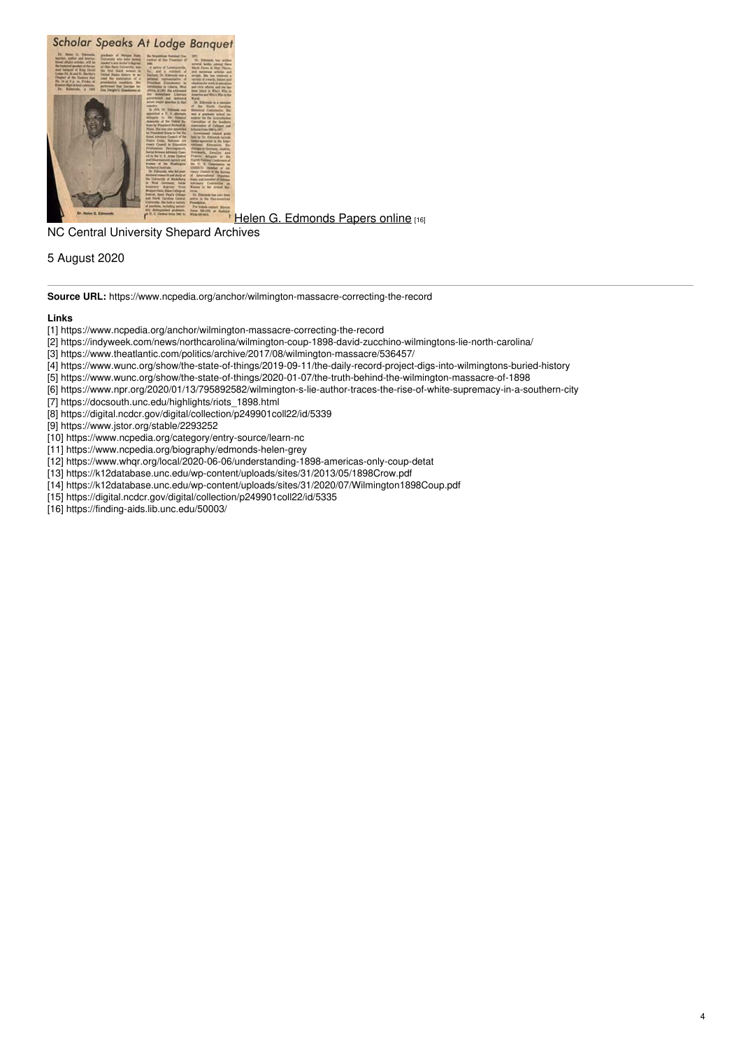Helen G. Edmonds Papers online [16]

NC Central University Shepard Archives

5 August 2020

**Source URL:** https://www.ncpedia.org/anchor/wilmington-massacre-correcting-the-record

**Links**

[1] https://www.ncpedia.org/anchor/wilmington-massacre-correcting-the-record
[2] https://indyweek.com/news/northcarolina/wilmington-coup-1898-david-zucchino-wilmingtons-lie-north-carolina/
[3] https://www.theatlantic.com/politics/archive/2017/08/wilmington-massacre/536457/
[4] https://www.wunc.org/show/the-state-of-things/2019-09-11/the-daily-record-project-digs-into-wilmingtons-buried-history
[5] https://www.wunc.org/show/the-state-of-things/2020-01-07/the-truth-behind-the-wilmington-massacre-of-1898
[6] https://www.npr.org/2020/01/13/795892582/wilmington-s-lie-author-traces-the-rise-of-white-supremacy-in-a-southern-city
[7] https://docsouth.unc.edu/highlights/riots_1898.html
[8] https://digital.ncdcr.gov/digital/collection/p249901coll22/id/5339
[9] https://www.jstor.org/stable/2293252
[10] https://www.ncpedia.org/category/entry-source/learn-nc
[11] https://www.ncpedia.org/biography/edmonds-helen-grey
[12] https://www.whqr.org/local/2020-06-06/understanding-1898-americas-only-coup-detat
[13] https://k12database.unc.edu/wp-content/uploads/sites/31/2013/05/1898Crow.pdf
[14] https://k12database.unc.edu/wp-content/uploads/sites/31/2020/07/Wilmington1898Coup.pdf
[15] https://digital.ncdcr.gov/digital/collection/p249901coll22/id/5335
[16] https://finding-aids.lib.unc.edu/50003/